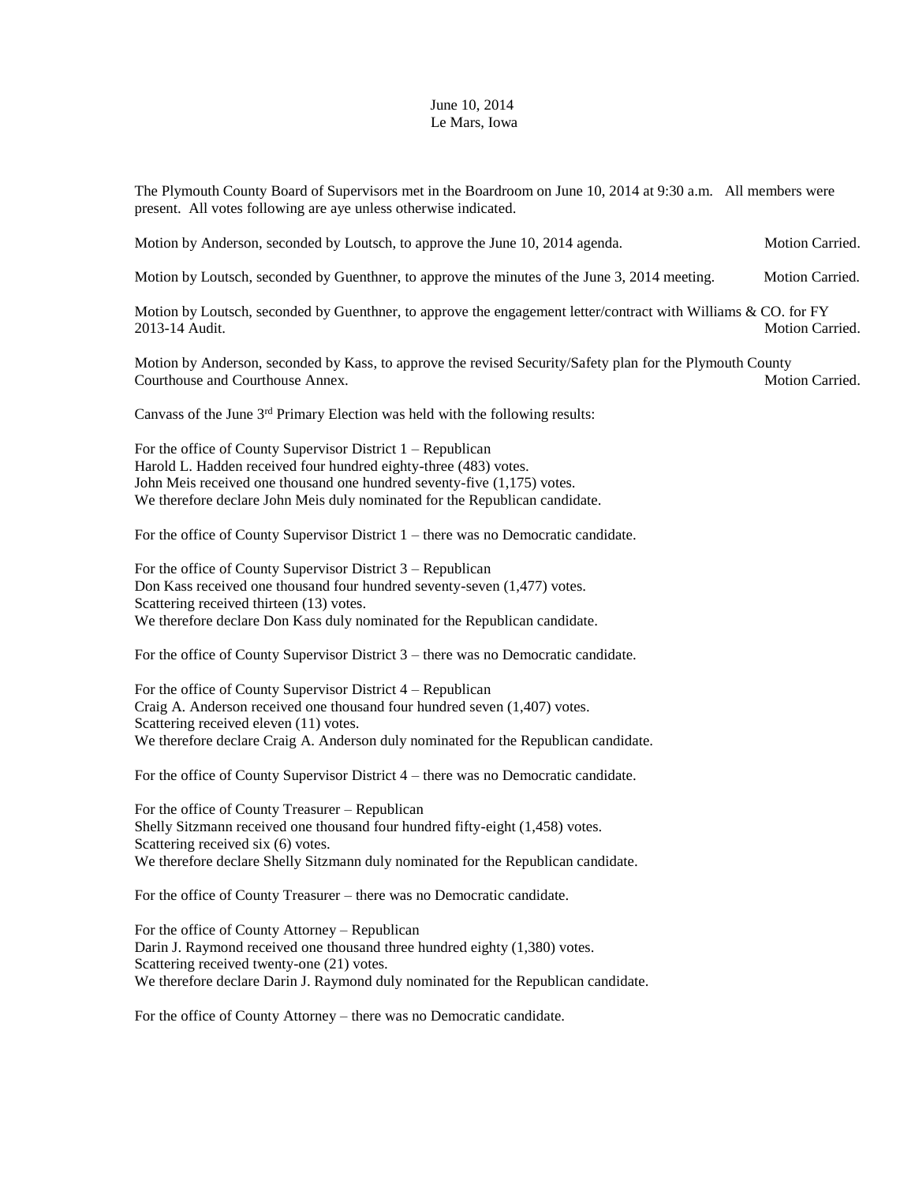June 10, 2014
Le Mars, Iowa

The Plymouth County Board of Supervisors met in the Boardroom on June 10, 2014 at 9:30 a.m. All members were present. All votes following are aye unless otherwise indicated.

Motion by Anderson, seconded by Loutsch, to approve the June 10, 2014 agenda. Motion Carried.

Motion by Loutsch, seconded by Guenthner, to approve the minutes of the June 3, 2014 meeting. Motion Carried.

Motion by Loutsch, seconded by Guenthner, to approve the engagement letter/contract with Williams & CO. for FY 2013-14 Audit. Motion Carried.

Motion by Anderson, seconded by Kass, to approve the revised Security/Safety plan for the Plymouth County Courthouse and Courthouse Annex. Motion Carried.

Canvass of the June 3rd Primary Election was held with the following results:

For the office of County Supervisor District 1 – Republican
Harold L. Hadden received four hundred eighty-three (483) votes.
John Meis received one thousand one hundred seventy-five (1,175) votes.
We therefore declare John Meis duly nominated for the Republican candidate.

For the office of County Supervisor District 1 – there was no Democratic candidate.

For the office of County Supervisor District 3 – Republican
Don Kass received one thousand four hundred seventy-seven (1,477) votes.
Scattering received thirteen (13) votes.
We therefore declare Don Kass duly nominated for the Republican candidate.

For the office of County Supervisor District 3 – there was no Democratic candidate.

For the office of County Supervisor District 4 – Republican
Craig A. Anderson received one thousand four hundred seven (1,407) votes.
Scattering received eleven (11) votes.
We therefore declare Craig A. Anderson duly nominated for the Republican candidate.

For the office of County Supervisor District 4 – there was no Democratic candidate.

For the office of County Treasurer – Republican
Shelly Sitzmann received one thousand four hundred fifty-eight (1,458) votes.
Scattering received six (6) votes.
We therefore declare Shelly Sitzmann duly nominated for the Republican candidate.

For the office of County Treasurer – there was no Democratic candidate.

For the office of County Attorney – Republican
Darin J. Raymond received one thousand three hundred eighty (1,380) votes.
Scattering received twenty-one (21) votes.
We therefore declare Darin J. Raymond duly nominated for the Republican candidate.

For the office of County Attorney – there was no Democratic candidate.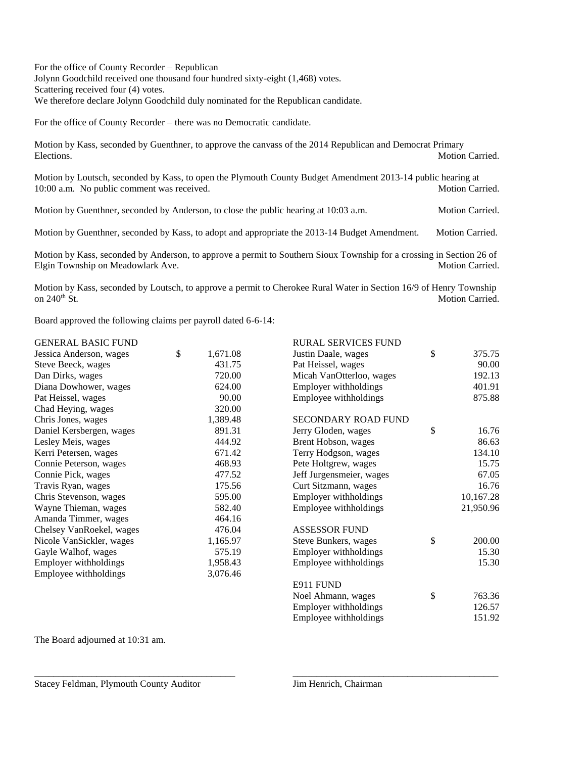For the office of County Recorder – Republican
Jolynn Goodchild received one thousand four hundred sixty-eight (1,468) votes.
Scattering received four (4) votes.
We therefore declare Jolynn Goodchild duly nominated for the Republican candidate.

For the office of County Recorder – there was no Democratic candidate.

Motion by Kass, seconded by Guenthner, to approve the canvass of the 2014 Republican and Democrat Primary Elections. Motion Carried.

Motion by Loutsch, seconded by Kass, to open the Plymouth County Budget Amendment 2013-14 public hearing at 10:00 a.m. No public comment was received. Motion Carried.

Motion by Guenthner, seconded by Anderson, to close the public hearing at 10:03 a.m. Motion Carried.

Motion by Guenthner, seconded by Kass, to adopt and appropriate the 2013-14 Budget Amendment. Motion Carried.

Motion by Kass, seconded by Anderson, to approve a permit to Southern Sioux Township for a crossing in Section 26 of Elgin Township on Meadowlark Ave. Motion Carried.

Motion by Kass, seconded by Loutsch, to approve a permit to Cherokee Rural Water in Section 16/9 of Henry Township on 240th St. Motion Carried.

Board approved the following claims per payroll dated 6-6-14:

| | |
|---|---|
| **GENERAL BASIC FUND** | |
| Jessica Anderson, wages | $ 1,671.08 |
| Steve Beeck, wages | 431.75 |
| Dan Dirks, wages | 720.00 |
| Diana Dowhower, wages | 624.00 |
| Pat Heissel, wages | 90.00 |
| Chad Heying, wages | 320.00 |
| Chris Jones, wages | 1,389.48 |
| Daniel Kersbergen, wages | 891.31 |
| Lesley Meis, wages | 444.92 |
| Kerri Petersen, wages | 671.42 |
| Connie Peterson, wages | 468.93 |
| Connie Pick, wages | 477.52 |
| Travis Ryan, wages | 175.56 |
| Chris Stevenson, wages | 595.00 |
| Wayne Thieman, wages | 582.40 |
| Amanda Timmer, wages | 464.16 |
| Chelsey VanRoekel, wages | 476.04 |
| Nicole VanSickler, wages | 1,165.97 |
| Gayle Walhof, wages | 575.19 |
| Employer withholdings | 1,958.43 |
| Employee withholdings | 3,076.46 |

| | |
|---|---|
| **RURAL SERVICES FUND** | |
| Justin Daale, wages | $ 375.75 |
| Pat Heissel, wages | 90.00 |
| Micah VanOtterloo, wages | 192.13 |
| Employer withholdings | 401.91 |
| Employee withholdings | 875.88 |
| **SECONDARY ROAD FUND** | |
| Jerry Gloden, wages | $ 16.76 |
| Brent Hobson, wages | 86.63 |
| Terry Hodgson, wages | 134.10 |
| Pete Holtgrew, wages | 15.75 |
| Jeff Jurgensmeier, wages | 67.05 |
| Curt Sitzmann, wages | 16.76 |
| Employer withholdings | 10,167.28 |
| Employee withholdings | 21,950.96 |
| **ASSESSOR FUND** | |
| Steve Bunkers, wages | $ 200.00 |
| Employer withholdings | 15.30 |
| Employee withholdings | 15.30 |
| **E911 FUND** | |
| Noel Ahmann, wages | $ 763.36 |
| Employer withholdings | 126.57 |
| Employee withholdings | 151.92 |

The Board adjourned at 10:31 am.

\_\_\_\_\_\_\_\_\_\_\_\_\_\_\_\_\_\_\_\_\_\_\_\_\_\_\_\_\_\_\_\_\_\_\_\_\_\_\_\_\_\_
Stacey Feldman, Plymouth County Auditor

\_\_\_\_\_\_\_\_\_\_\_\_\_\_\_\_\_\_\_\_\_\_\_\_\_\_\_\_\_\_\_\_\_\_\_\_\_\_\_\_\_\_
Jim Henrich, Chairman